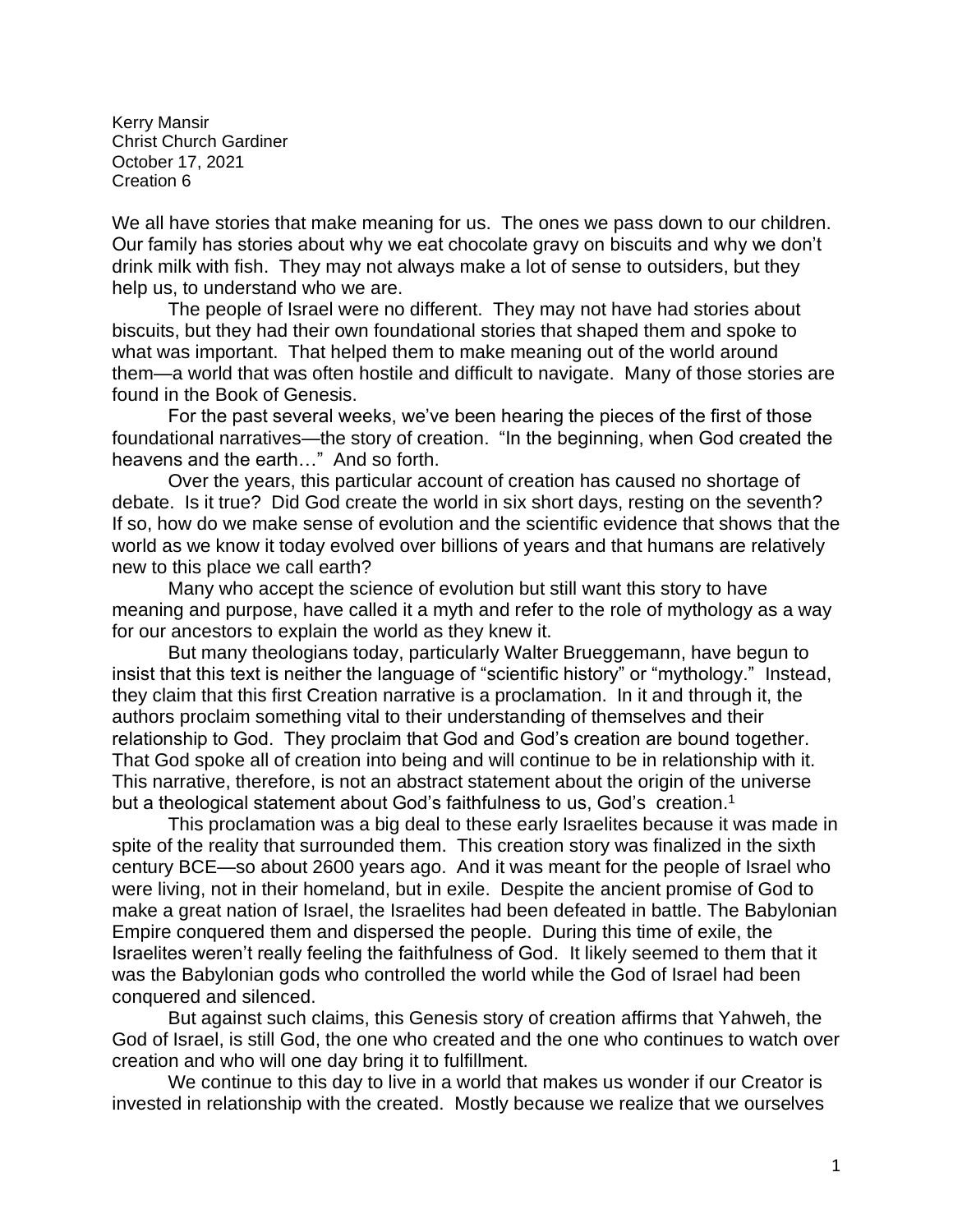Kerry Mansir
Christ Church Gardiner
October 17, 2021
Creation 6

We all have stories that make meaning for us. The ones we pass down to our children. Our family has stories about why we eat chocolate gravy on biscuits and why we don't drink milk with fish. They may not always make a lot of sense to outsiders, but they help us, to understand who we are.

The people of Israel were no different. They may not have had stories about biscuits, but they had their own foundational stories that shaped them and spoke to what was important. That helped them to make meaning out of the world around them—a world that was often hostile and difficult to navigate. Many of those stories are found in the Book of Genesis.

For the past several weeks, we've been hearing the pieces of the first of those foundational narratives—the story of creation. "In the beginning, when God created the heavens and the earth…" And so forth.

Over the years, this particular account of creation has caused no shortage of debate. Is it true? Did God create the world in six short days, resting on the seventh? If so, how do we make sense of evolution and the scientific evidence that shows that the world as we know it today evolved over billions of years and that humans are relatively new to this place we call earth?

Many who accept the science of evolution but still want this story to have meaning and purpose, have called it a myth and refer to the role of mythology as a way for our ancestors to explain the world as they knew it.

But many theologians today, particularly Walter Brueggemann, have begun to insist that this text is neither the language of "scientific history" or "mythology." Instead, they claim that this first Creation narrative is a proclamation. In it and through it, the authors proclaim something vital to their understanding of themselves and their relationship to God. They proclaim that God and God's creation are bound together. That God spoke all of creation into being and will continue to be in relationship with it. This narrative, therefore, is not an abstract statement about the origin of the universe but a theological statement about God's faithfulness to us, God's creation.[1]

This proclamation was a big deal to these early Israelites because it was made in spite of the reality that surrounded them. This creation story was finalized in the sixth century BCE—so about 2600 years ago. And it was meant for the people of Israel who were living, not in their homeland, but in exile. Despite the ancient promise of God to make a great nation of Israel, the Israelites had been defeated in battle. The Babylonian Empire conquered them and dispersed the people. During this time of exile, the Israelites weren't really feeling the faithfulness of God. It likely seemed to them that it was the Babylonian gods who controlled the world while the God of Israel had been conquered and silenced.

But against such claims, this Genesis story of creation affirms that Yahweh, the God of Israel, is still God, the one who created and the one who continues to watch over creation and who will one day bring it to fulfillment.

We continue to this day to live in a world that makes us wonder if our Creator is invested in relationship with the created. Mostly because we realize that we ourselves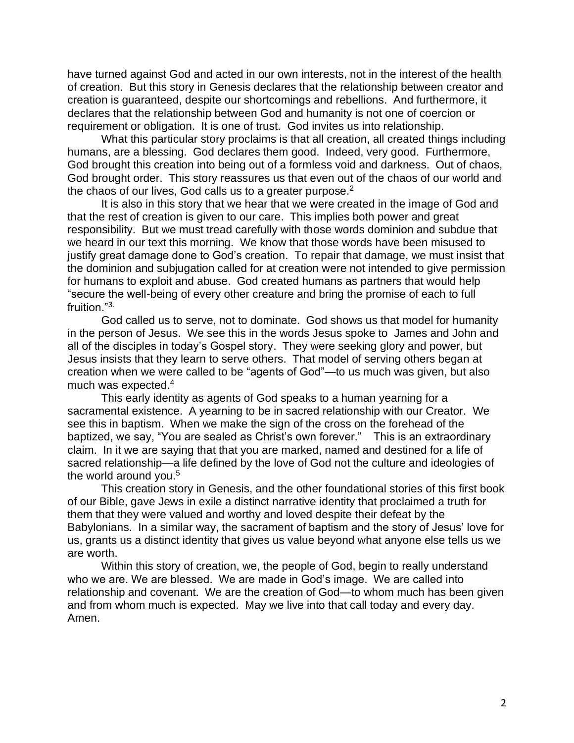have turned against God and acted in our own interests, not in the interest of the health of creation. But this story in Genesis declares that the relationship between creator and creation is guaranteed, despite our shortcomings and rebellions. And furthermore, it declares that the relationship between God and humanity is not one of coercion or requirement or obligation. It is one of trust. God invites us into relationship.

What this particular story proclaims is that all creation, all created things including humans, are a blessing. God declares them good. Indeed, very good. Furthermore, God brought this creation into being out of a formless void and darkness. Out of chaos, God brought order. This story reassures us that even out of the chaos of our world and the chaos of our lives, God calls us to a greater purpose.[2]

It is also in this story that we hear that we were created in the image of God and that the rest of creation is given to our care. This implies both power and great responsibility. But we must tread carefully with those words dominion and subdue that we heard in our text this morning. We know that those words have been misused to justify great damage done to God's creation. To repair that damage, we must insist that the dominion and subjugation called for at creation were not intended to give permission for humans to exploit and abuse. God created humans as partners that would help "secure the well-being of every other creature and bring the promise of each to full fruition."[3.]

God called us to serve, not to dominate. God shows us that model for humanity in the person of Jesus. We see this in the words Jesus spoke to James and John and all of the disciples in today's Gospel story. They were seeking glory and power, but Jesus insists that they learn to serve others. That model of serving others began at creation when we were called to be "agents of God"—to us much was given, but also much was expected.[4]

This early identity as agents of God speaks to a human yearning for a sacramental existence. A yearning to be in sacred relationship with our Creator. We see this in baptism. When we make the sign of the cross on the forehead of the baptized, we say, "You are sealed as Christ's own forever." This is an extraordinary claim. In it we are saying that that you are marked, named and destined for a life of sacred relationship—a life defined by the love of God not the culture and ideologies of the world around you.[5]

This creation story in Genesis, and the other foundational stories of this first book of our Bible, gave Jews in exile a distinct narrative identity that proclaimed a truth for them that they were valued and worthy and loved despite their defeat by the Babylonians. In a similar way, the sacrament of baptism and the story of Jesus' love for us, grants us a distinct identity that gives us value beyond what anyone else tells us we are worth.

Within this story of creation, we, the people of God, begin to really understand who we are. We are blessed. We are made in God's image. We are called into relationship and covenant. We are the creation of God—to whom much has been given and from whom much is expected. May we live into that call today and every day. Amen.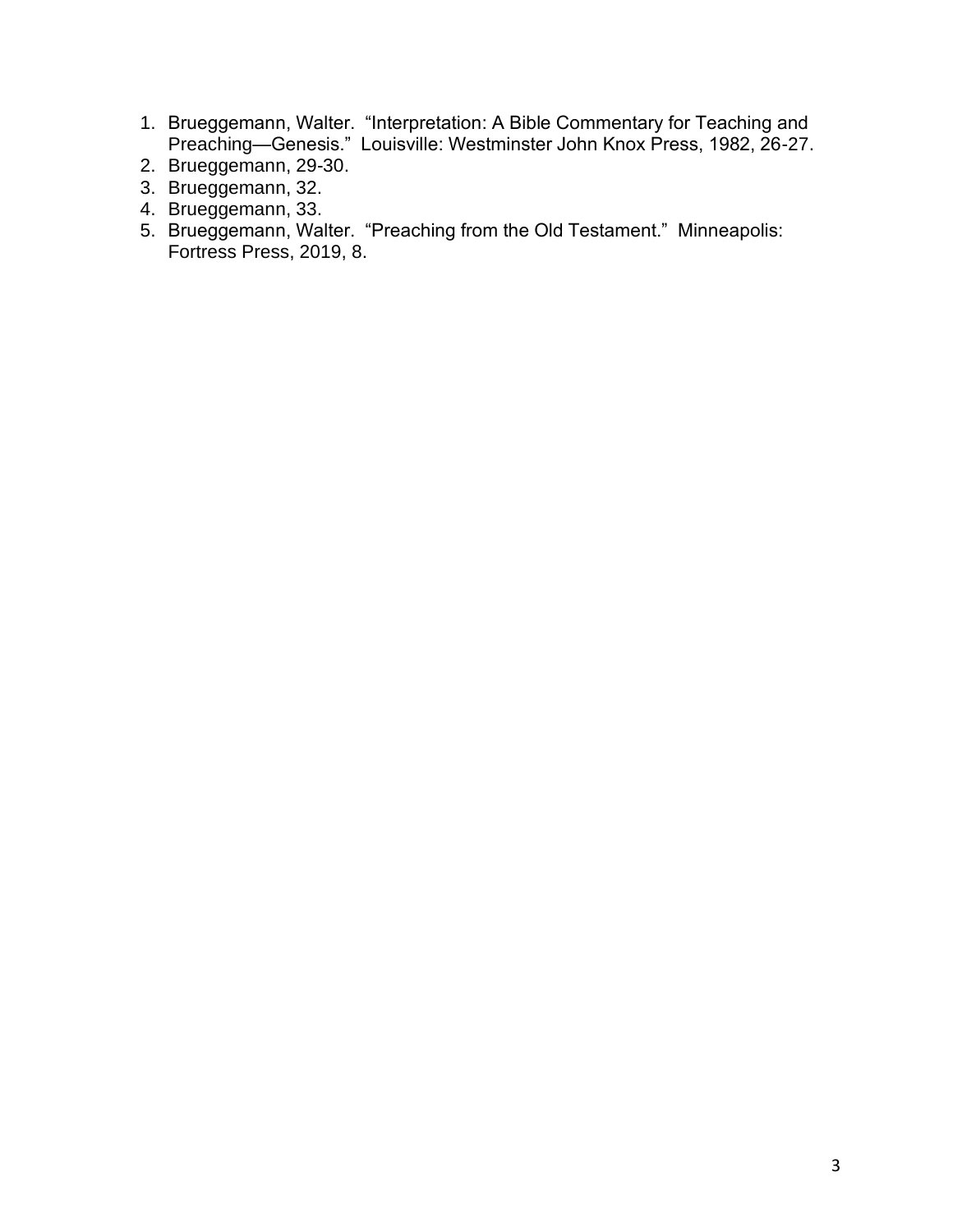1. Brueggemann, Walter. "Interpretation: A Bible Commentary for Teaching and Preaching—Genesis." Louisville: Westminster John Knox Press, 1982, 26-27.
2. Brueggemann, 29-30.
3. Brueggemann, 32.
4. Brueggemann, 33.
5. Brueggemann, Walter. "Preaching from the Old Testament." Minneapolis: Fortress Press, 2019, 8.